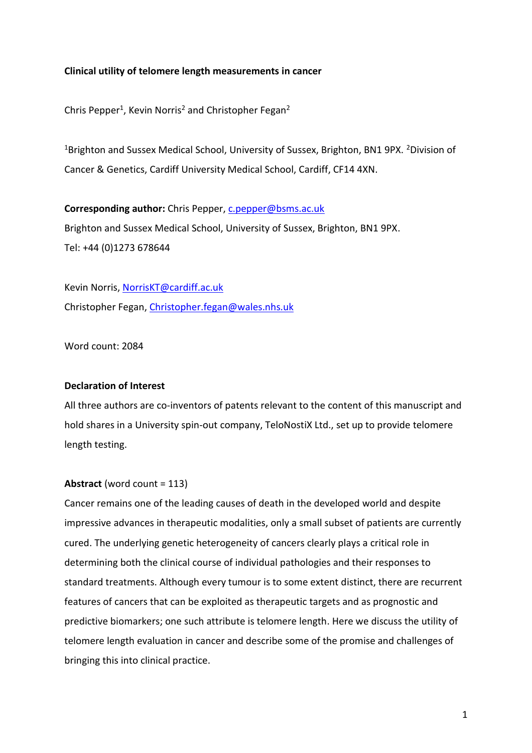**Clinical utility of telomere length measurements in cancer**

Chris Pepper[1], Kevin Norris[2] and Christopher Fegan[2]

[1]Brighton and Sussex Medical School, University of Sussex, Brighton, BN1 9PX. [2]Division of Cancer & Genetics, Cardiff University Medical School, Cardiff, CF14 4XN.

**Corresponding author:** Chris Pepper, c.pepper@bsms.ac.uk
Brighton and Sussex Medical School, University of Sussex, Brighton, BN1 9PX.
Tel: +44 (0)1273 678644

Kevin Norris, NorrisKT@cardiff.ac.uk
Christopher Fegan, Christopher.fegan@wales.nhs.uk

Word count: 2084

**Declaration of Interest**

All three authors are co-inventors of patents relevant to the content of this manuscript and hold shares in a University spin-out company, TeloNostiX Ltd., set up to provide telomere length testing.

**Abstract** (word count = 113)

Cancer remains one of the leading causes of death in the developed world and despite impressive advances in therapeutic modalities, only a small subset of patients are currently cured. The underlying genetic heterogeneity of cancers clearly plays a critical role in determining both the clinical course of individual pathologies and their responses to standard treatments. Although every tumour is to some extent distinct, there are recurrent features of cancers that can be exploited as therapeutic targets and as prognostic and predictive biomarkers; one such attribute is telomere length. Here we discuss the utility of telomere length evaluation in cancer and describe some of the promise and challenges of bringing this into clinical practice.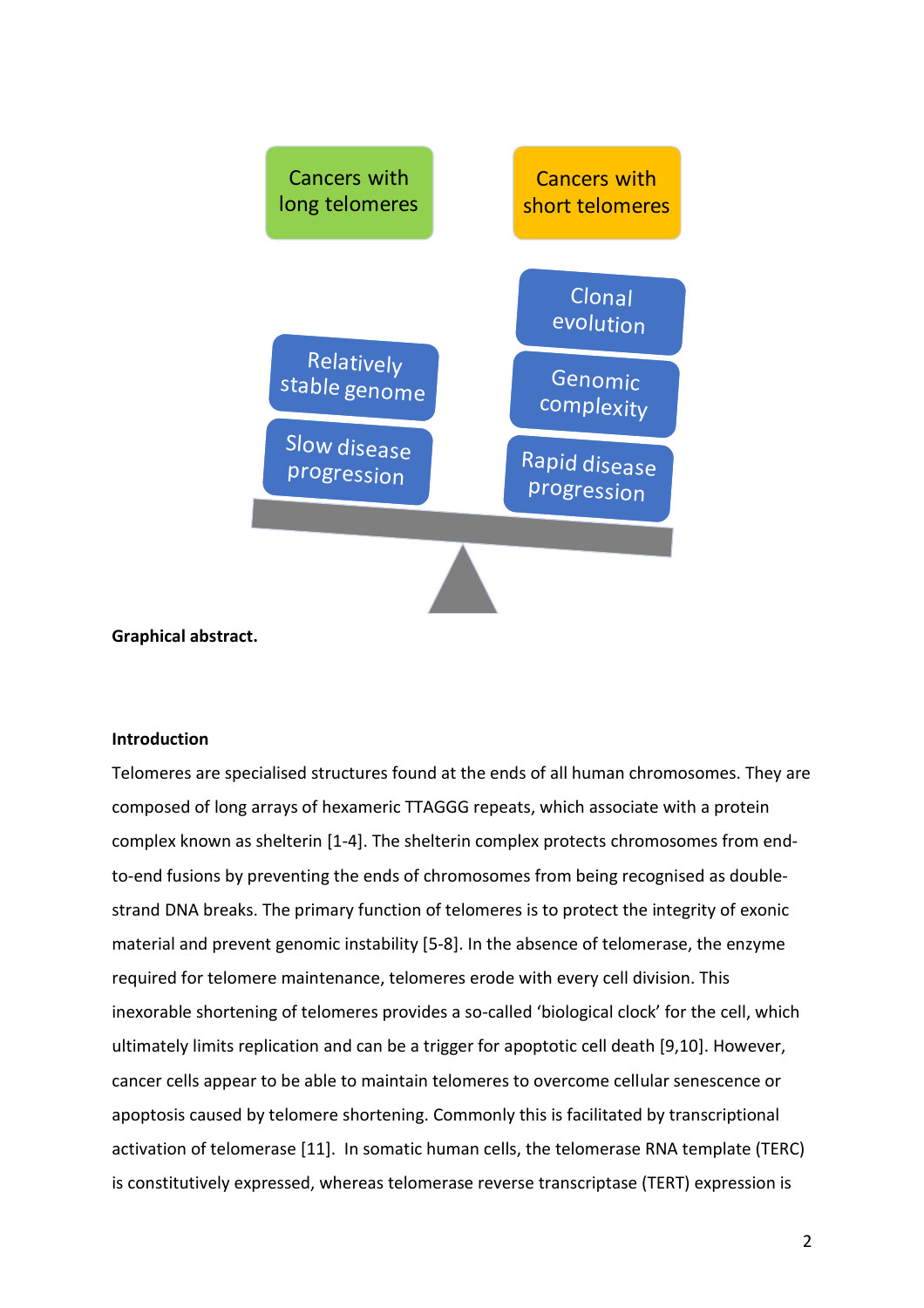Cancers with long telomeres

Cancers with short telomeres

Clonal evolution

Relatively stable genome

Genomic complexity

Slow disease progression

Rapid disease progression

**Graphical abstract.**

**Introduction**

Telomeres are specialised structures found at the ends of all human chromosomes. They are composed of long arrays of hexameric TTAGGG repeats, which associate with a protein complex known as shelterin [1-4]. The shelterin complex protects chromosomes from end-to-end fusions by preventing the ends of chromosomes from being recognised as double-strand DNA breaks. The primary function of telomeres is to protect the integrity of exonic material and prevent genomic instability [5-8]. In the absence of telomerase, the enzyme required for telomere maintenance, telomeres erode with every cell division. This inexorable shortening of telomeres provides a so-called 'biological clock' for the cell, which ultimately limits replication and can be a trigger for apoptotic cell death [9,10]. However, cancer cells appear to be able to maintain telomeres to overcome cellular senescence or apoptosis caused by telomere shortening. Commonly this is facilitated by transcriptional activation of telomerase [11]. In somatic human cells, the telomerase RNA template (TERC) is constitutively expressed, whereas telomerase reverse transcriptase (TERT) expression is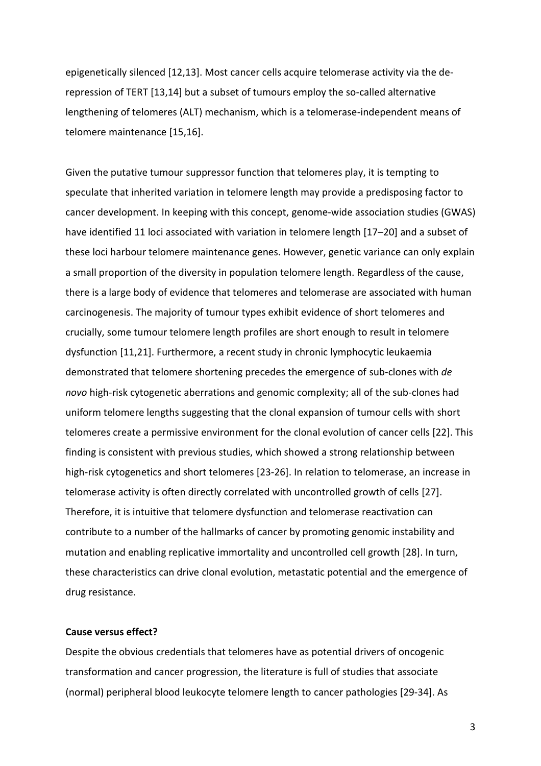epigenetically silenced [12,13]. Most cancer cells acquire telomerase activity via the de-repression of TERT [13,14] but a subset of tumours employ the so-called alternative lengthening of telomeres (ALT) mechanism, which is a telomerase-independent means of telomere maintenance [15,16].

Given the putative tumour suppressor function that telomeres play, it is tempting to speculate that inherited variation in telomere length may provide a predisposing factor to cancer development. In keeping with this concept, genome-wide association studies (GWAS) have identified 11 loci associated with variation in telomere length [17–20] and a subset of these loci harbour telomere maintenance genes. However, genetic variance can only explain a small proportion of the diversity in population telomere length. Regardless of the cause, there is a large body of evidence that telomeres and telomerase are associated with human carcinogenesis. The majority of tumour types exhibit evidence of short telomeres and crucially, some tumour telomere length profiles are short enough to result in telomere dysfunction [11,21]. Furthermore, a recent study in chronic lymphocytic leukaemia demonstrated that telomere shortening precedes the emergence of sub-clones with *de novo* high-risk cytogenetic aberrations and genomic complexity; all of the sub-clones had uniform telomere lengths suggesting that the clonal expansion of tumour cells with short telomeres create a permissive environment for the clonal evolution of cancer cells [22]. This finding is consistent with previous studies, which showed a strong relationship between high-risk cytogenetics and short telomeres [23-26]. In relation to telomerase, an increase in telomerase activity is often directly correlated with uncontrolled growth of cells [27]. Therefore, it is intuitive that telomere dysfunction and telomerase reactivation can contribute to a number of the hallmarks of cancer by promoting genomic instability and mutation and enabling replicative immortality and uncontrolled cell growth [28]. In turn, these characteristics can drive clonal evolution, metastatic potential and the emergence of drug resistance.

**Cause versus effect?**

Despite the obvious credentials that telomeres have as potential drivers of oncogenic transformation and cancer progression, the literature is full of studies that associate (normal) peripheral blood leukocyte telomere length to cancer pathologies [29-34]. As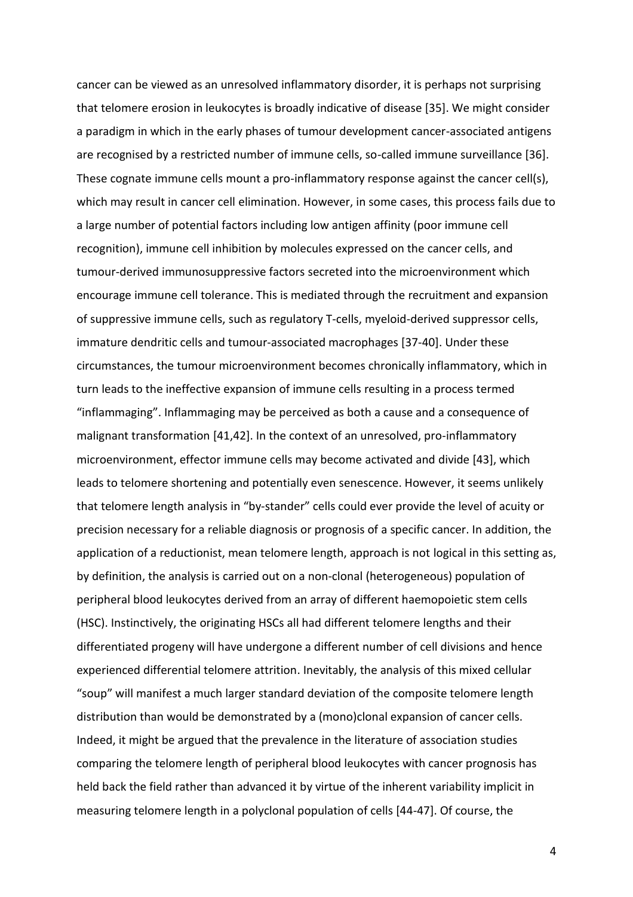cancer can be viewed as an unresolved inflammatory disorder, it is perhaps not surprising that telomere erosion in leukocytes is broadly indicative of disease [35]. We might consider a paradigm in which in the early phases of tumour development cancer-associated antigens are recognised by a restricted number of immune cells, so-called immune surveillance [36]. These cognate immune cells mount a pro-inflammatory response against the cancer cell(s), which may result in cancer cell elimination. However, in some cases, this process fails due to a large number of potential factors including low antigen affinity (poor immune cell recognition), immune cell inhibition by molecules expressed on the cancer cells, and tumour-derived immunosuppressive factors secreted into the microenvironment which encourage immune cell tolerance. This is mediated through the recruitment and expansion of suppressive immune cells, such as regulatory T-cells, myeloid-derived suppressor cells, immature dendritic cells and tumour-associated macrophages [37-40]. Under these circumstances, the tumour microenvironment becomes chronically inflammatory, which in turn leads to the ineffective expansion of immune cells resulting in a process termed "inflammaging". Inflammaging may be perceived as both a cause and a consequence of malignant transformation [41,42]. In the context of an unresolved, pro-inflammatory microenvironment, effector immune cells may become activated and divide [43], which leads to telomere shortening and potentially even senescence. However, it seems unlikely that telomere length analysis in "by-stander" cells could ever provide the level of acuity or precision necessary for a reliable diagnosis or prognosis of a specific cancer. In addition, the application of a reductionist, mean telomere length, approach is not logical in this setting as, by definition, the analysis is carried out on a non-clonal (heterogeneous) population of peripheral blood leukocytes derived from an array of different haemopoietic stem cells (HSC). Instinctively, the originating HSCs all had different telomere lengths and their differentiated progeny will have undergone a different number of cell divisions and hence experienced differential telomere attrition. Inevitably, the analysis of this mixed cellular "soup" will manifest a much larger standard deviation of the composite telomere length distribution than would be demonstrated by a (mono)clonal expansion of cancer cells. Indeed, it might be argued that the prevalence in the literature of association studies comparing the telomere length of peripheral blood leukocytes with cancer prognosis has held back the field rather than advanced it by virtue of the inherent variability implicit in measuring telomere length in a polyclonal population of cells [44-47]. Of course, the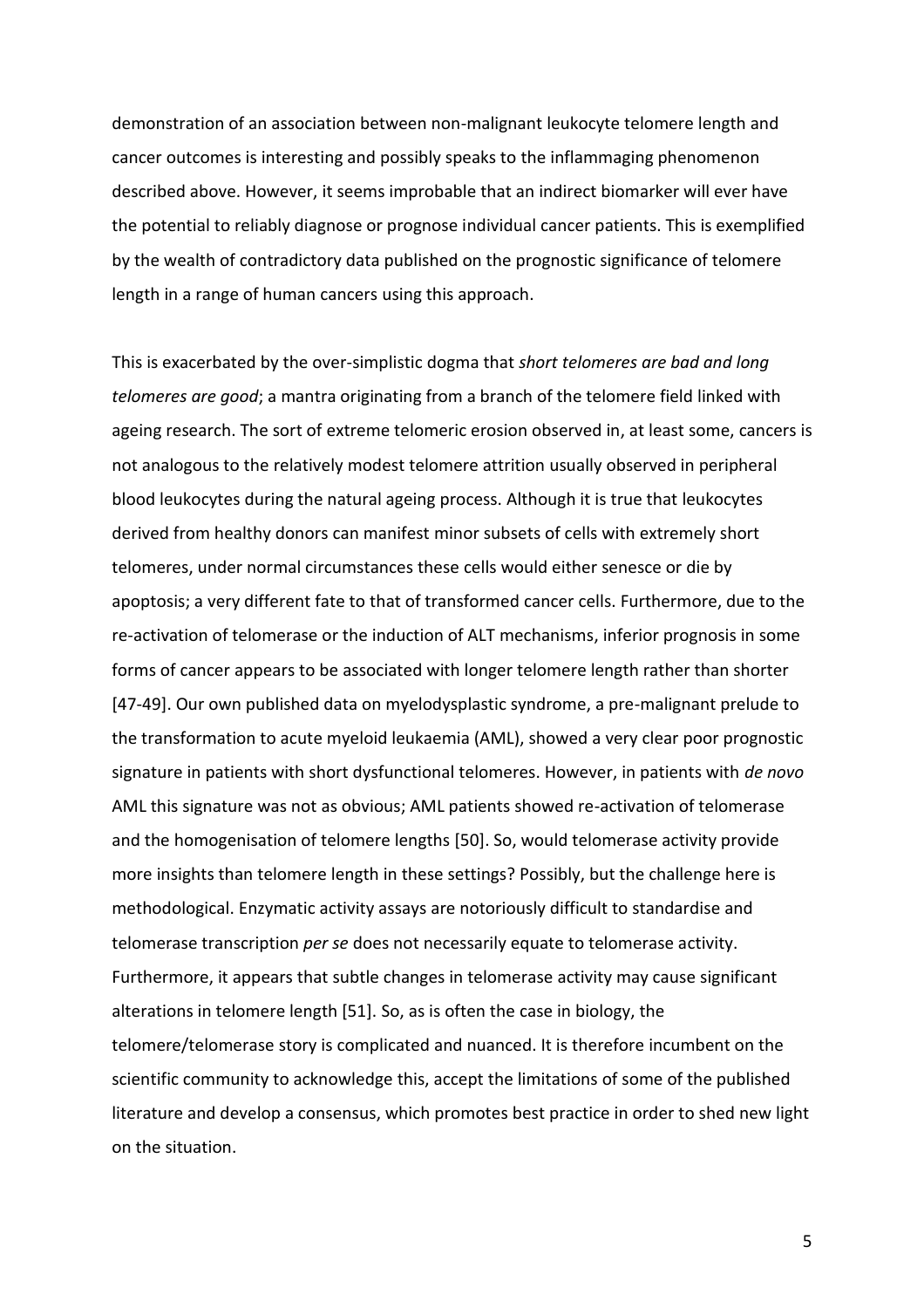demonstration of an association between non-malignant leukocyte telomere length and cancer outcomes is interesting and possibly speaks to the inflammaging phenomenon described above. However, it seems improbable that an indirect biomarker will ever have the potential to reliably diagnose or prognose individual cancer patients. This is exemplified by the wealth of contradictory data published on the prognostic significance of telomere length in a range of human cancers using this approach.

This is exacerbated by the over-simplistic dogma that *short telomeres are bad and long telomeres are good*; a mantra originating from a branch of the telomere field linked with ageing research. The sort of extreme telomeric erosion observed in, at least some, cancers is not analogous to the relatively modest telomere attrition usually observed in peripheral blood leukocytes during the natural ageing process. Although it is true that leukocytes derived from healthy donors can manifest minor subsets of cells with extremely short telomeres, under normal circumstances these cells would either senesce or die by apoptosis; a very different fate to that of transformed cancer cells. Furthermore, due to the re-activation of telomerase or the induction of ALT mechanisms, inferior prognosis in some forms of cancer appears to be associated with longer telomere length rather than shorter [47-49]. Our own published data on myelodysplastic syndrome, a pre-malignant prelude to the transformation to acute myeloid leukaemia (AML), showed a very clear poor prognostic signature in patients with short dysfunctional telomeres. However, in patients with *de novo* AML this signature was not as obvious; AML patients showed re-activation of telomerase and the homogenisation of telomere lengths [50]. So, would telomerase activity provide more insights than telomere length in these settings? Possibly, but the challenge here is methodological. Enzymatic activity assays are notoriously difficult to standardise and telomerase transcription *per se* does not necessarily equate to telomerase activity. Furthermore, it appears that subtle changes in telomerase activity may cause significant alterations in telomere length [51]. So, as is often the case in biology, the telomere/telomerase story is complicated and nuanced. It is therefore incumbent on the scientific community to acknowledge this, accept the limitations of some of the published literature and develop a consensus, which promotes best practice in order to shed new light on the situation.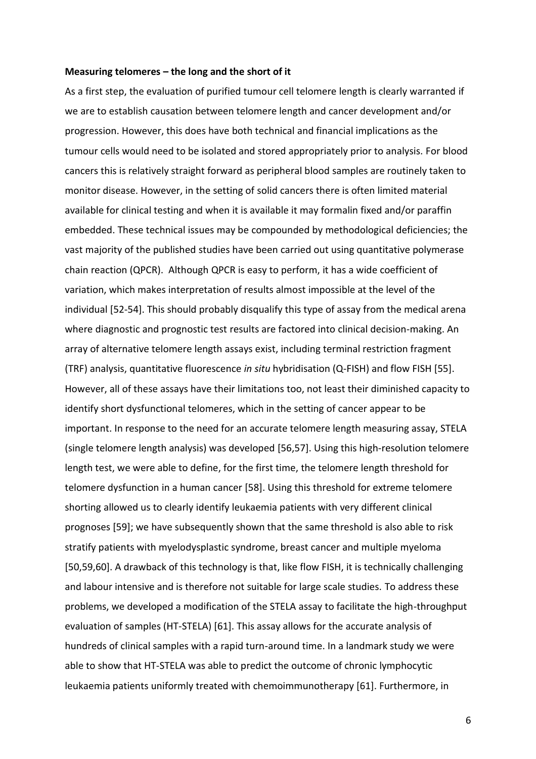**Measuring telomeres – the long and the short of it**

As a first step, the evaluation of purified tumour cell telomere length is clearly warranted if we are to establish causation between telomere length and cancer development and/or progression. However, this does have both technical and financial implications as the tumour cells would need to be isolated and stored appropriately prior to analysis. For blood cancers this is relatively straight forward as peripheral blood samples are routinely taken to monitor disease. However, in the setting of solid cancers there is often limited material available for clinical testing and when it is available it may formalin fixed and/or paraffin embedded. These technical issues may be compounded by methodological deficiencies; the vast majority of the published studies have been carried out using quantitative polymerase chain reaction (QPCR). Although QPCR is easy to perform, it has a wide coefficient of variation, which makes interpretation of results almost impossible at the level of the individual [52-54]. This should probably disqualify this type of assay from the medical arena where diagnostic and prognostic test results are factored into clinical decision-making. An array of alternative telomere length assays exist, including terminal restriction fragment (TRF) analysis, quantitative fluorescence *in situ* hybridisation (Q-FISH) and flow FISH [55]. However, all of these assays have their limitations too, not least their diminished capacity to identify short dysfunctional telomeres, which in the setting of cancer appear to be important. In response to the need for an accurate telomere length measuring assay, STELA (single telomere length analysis) was developed [56,57]. Using this high-resolution telomere length test, we were able to define, for the first time, the telomere length threshold for telomere dysfunction in a human cancer [58]. Using this threshold for extreme telomere shorting allowed us to clearly identify leukaemia patients with very different clinical prognoses [59]; we have subsequently shown that the same threshold is also able to risk stratify patients with myelodysplastic syndrome, breast cancer and multiple myeloma [50,59,60]. A drawback of this technology is that, like flow FISH, it is technically challenging and labour intensive and is therefore not suitable for large scale studies. To address these problems, we developed a modification of the STELA assay to facilitate the high-throughput evaluation of samples (HT-STELA) [61]. This assay allows for the accurate analysis of hundreds of clinical samples with a rapid turn-around time. In a landmark study we were able to show that HT-STELA was able to predict the outcome of chronic lymphocytic leukaemia patients uniformly treated with chemoimmunotherapy [61]. Furthermore, in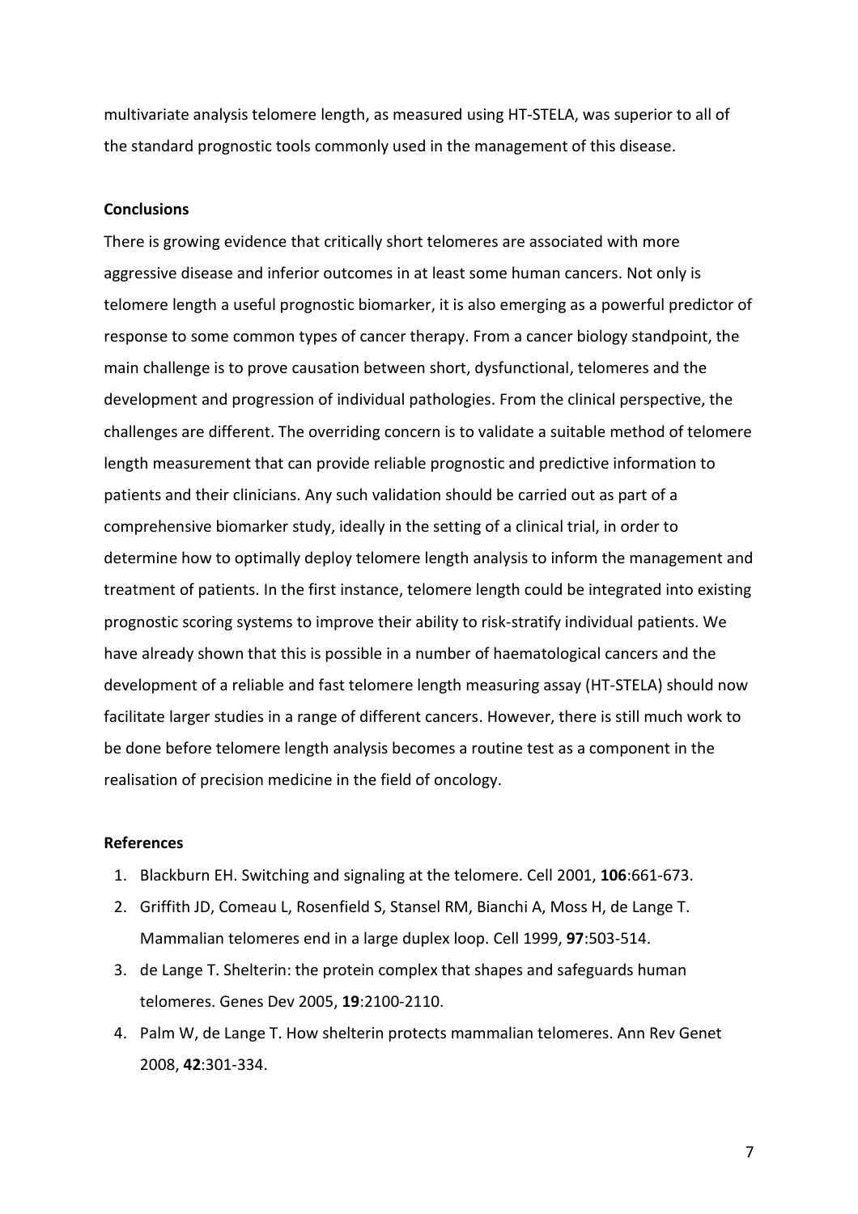multivariate analysis telomere length, as measured using HT-STELA, was superior to all of the standard prognostic tools commonly used in the management of this disease.

## Conclusions

There is growing evidence that critically short telomeres are associated with more aggressive disease and inferior outcomes in at least some human cancers. Not only is telomere length a useful prognostic biomarker, it is also emerging as a powerful predictor of response to some common types of cancer therapy. From a cancer biology standpoint, the main challenge is to prove causation between short, dysfunctional, telomeres and the development and progression of individual pathologies. From the clinical perspective, the challenges are different. The overriding concern is to validate a suitable method of telomere length measurement that can provide reliable prognostic and predictive information to patients and their clinicians. Any such validation should be carried out as part of a comprehensive biomarker study, ideally in the setting of a clinical trial, in order to determine how to optimally deploy telomere length analysis to inform the management and treatment of patients. In the first instance, telomere length could be integrated into existing prognostic scoring systems to improve their ability to risk-stratify individual patients. We have already shown that this is possible in a number of haematological cancers and the development of a reliable and fast telomere length measuring assay (HT-STELA) should now facilitate larger studies in a range of different cancers. However, there is still much work to be done before telomere length analysis becomes a routine test as a component in the realisation of precision medicine in the field of oncology.

## References

1. Blackburn EH. Switching and signaling at the telomere. Cell 2001, **106**:661-673.
2. Griffith JD, Comeau L, Rosenfield S, Stansel RM, Bianchi A, Moss H, de Lange T. Mammalian telomeres end in a large duplex loop. Cell 1999, **97**:503-514.
3. de Lange T. Shelterin: the protein complex that shapes and safeguards human telomeres. Genes Dev 2005, **19**:2100-2110.
4. Palm W, de Lange T. How shelterin protects mammalian telomeres. Ann Rev Genet 2008, **42**:301-334.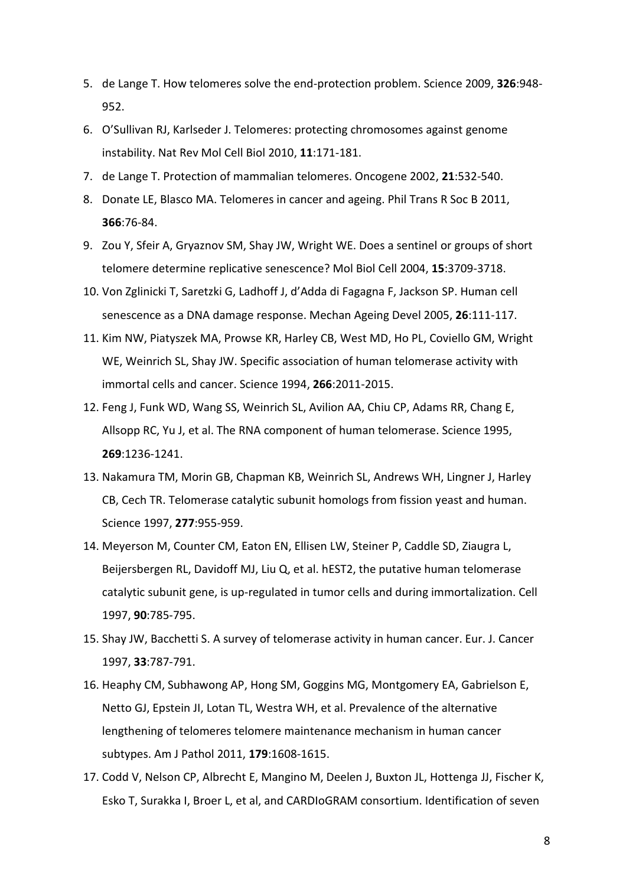5. de Lange T. How telomeres solve the end-protection problem. Science 2009, **326**:948-952.
6. O'Sullivan RJ, Karlseder J. Telomeres: protecting chromosomes against genome instability. Nat Rev Mol Cell Biol 2010, **11**:171-181.
7. de Lange T. Protection of mammalian telomeres. Oncogene 2002, **21**:532-540.
8. Donate LE, Blasco MA. Telomeres in cancer and ageing. Phil Trans R Soc B 2011, **366**:76-84.
9. Zou Y, Sfeir A, Gryaznov SM, Shay JW, Wright WE. Does a sentinel or groups of short telomere determine replicative senescence? Mol Biol Cell 2004, **15**:3709-3718.
10. Von Zglinicki T, Saretzki G, Ladhoff J, d'Adda di Fagagna F, Jackson SP. Human cell senescence as a DNA damage response. Mechan Ageing Devel 2005, **26**:111-117.
11. Kim NW, Piatyszek MA, Prowse KR, Harley CB, West MD, Ho PL, Coviello GM, Wright WE, Weinrich SL, Shay JW. Specific association of human telomerase activity with immortal cells and cancer. Science 1994, **266**:2011-2015.
12. Feng J, Funk WD, Wang SS, Weinrich SL, Avilion AA, Chiu CP, Adams RR, Chang E, Allsopp RC, Yu J, et al. The RNA component of human telomerase. Science 1995, **269**:1236-1241.
13. Nakamura TM, Morin GB, Chapman KB, Weinrich SL, Andrews WH, Lingner J, Harley CB, Cech TR. Telomerase catalytic subunit homologs from fission yeast and human. Science 1997, **277**:955-959.
14. Meyerson M, Counter CM, Eaton EN, Ellisen LW, Steiner P, Caddle SD, Ziaugra L, Beijersbergen RL, Davidoff MJ, Liu Q, et al. hEST2, the putative human telomerase catalytic subunit gene, is up-regulated in tumor cells and during immortalization. Cell 1997, **90**:785-795.
15. Shay JW, Bacchetti S. A survey of telomerase activity in human cancer. Eur. J. Cancer 1997, **33**:787-791.
16. Heaphy CM, Subhawong AP, Hong SM, Goggins MG, Montgomery EA, Gabrielson E, Netto GJ, Epstein JI, Lotan TL, Westra WH, et al. Prevalence of the alternative lengthening of telomeres telomere maintenance mechanism in human cancer subtypes. Am J Pathol 2011, **179**:1608-1615.
17. Codd V, Nelson CP, Albrecht E, Mangino M, Deelen J, Buxton JL, Hottenga JJ, Fischer K, Esko T, Surakka I, Broer L, et al, and CARDIoGRAM consortium. Identification of seven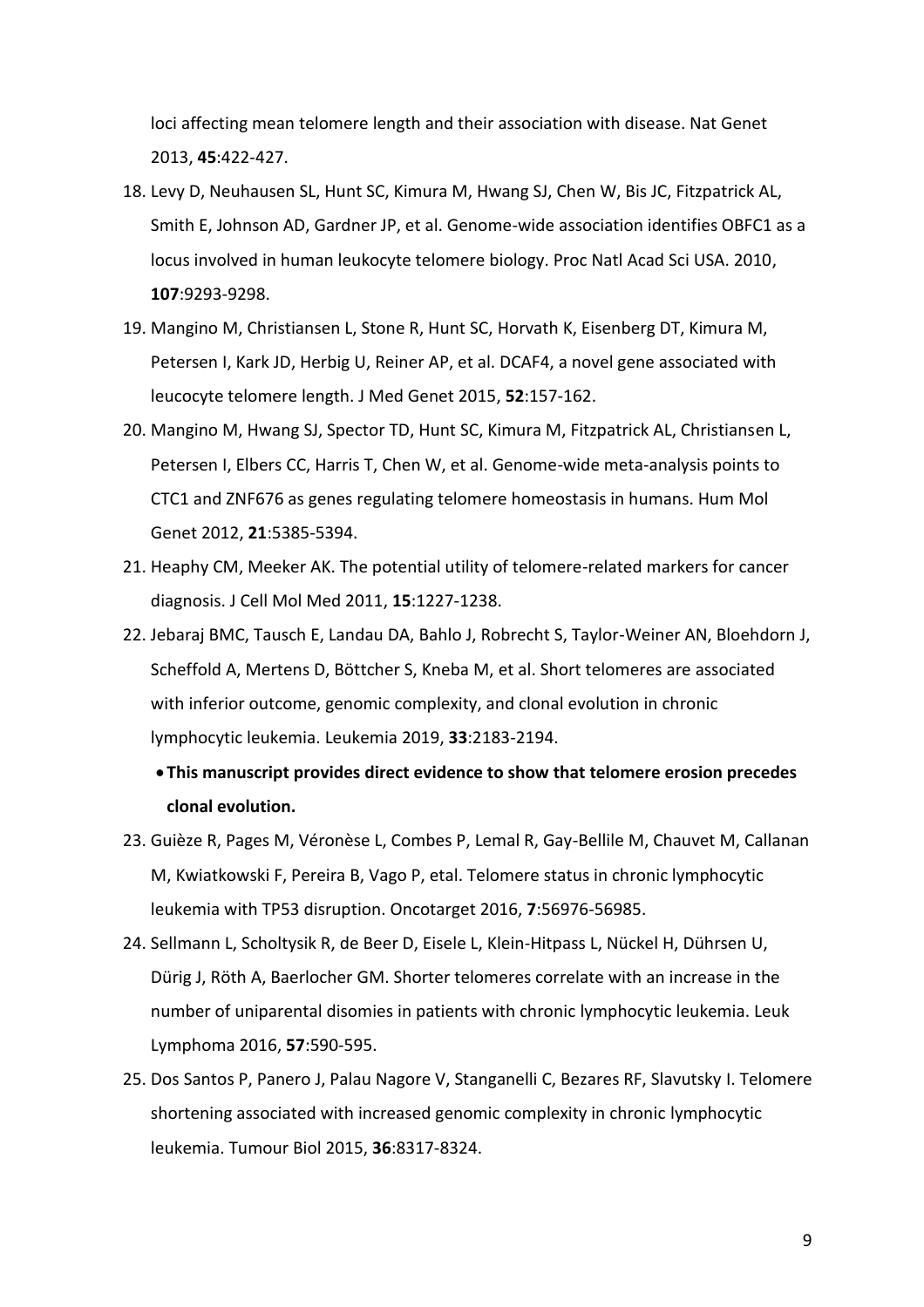loci affecting mean telomere length and their association with disease. Nat Genet 2013, **45**:422-427.

18. Levy D, Neuhausen SL, Hunt SC, Kimura M, Hwang SJ, Chen W, Bis JC, Fitzpatrick AL, Smith E, Johnson AD, Gardner JP, et al. Genome-wide association identifies OBFC1 as a locus involved in human leukocyte telomere biology. Proc Natl Acad Sci USA. 2010, **107**:9293-9298.
19. Mangino M, Christiansen L, Stone R, Hunt SC, Horvath K, Eisenberg DT, Kimura M, Petersen I, Kark JD, Herbig U, Reiner AP, et al. DCAF4, a novel gene associated with leucocyte telomere length. J Med Genet 2015, **52**:157-162.
20. Mangino M, Hwang SJ, Spector TD, Hunt SC, Kimura M, Fitzpatrick AL, Christiansen L, Petersen I, Elbers CC, Harris T, Chen W, et al. Genome-wide meta-analysis points to CTC1 and ZNF676 as genes regulating telomere homeostasis in humans. Hum Mol Genet 2012, **21**:5385-5394.
21. Heaphy CM, Meeker AK. The potential utility of telomere-related markers for cancer diagnosis. J Cell Mol Med 2011, **15**:1227-1238.
22. Jebaraj BMC, Tausch E, Landau DA, Bahlo J, Robrecht S, Taylor-Weiner AN, Bloehdorn J, Scheffold A, Mertens D, Böttcher S, Kneba M, et al. Short telomeres are associated with inferior outcome, genomic complexity, and clonal evolution in chronic lymphocytic leukemia. Leukemia 2019, **33**:2183-2194.
    - **This manuscript provides direct evidence to show that telomere erosion precedes clonal evolution.**
23. Guièze R, Pages M, Véronèse L, Combes P, Lemal R, Gay-Bellile M, Chauvet M, Callanan M, Kwiatkowski F, Pereira B, Vago P, etal. Telomere status in chronic lymphocytic leukemia with TP53 disruption. Oncotarget 2016, **7**:56976-56985.
24. Sellmann L, Scholtysik R, de Beer D, Eisele L, Klein-Hitpass L, Nückel H, Dührsen U, Dürig J, Röth A, Baerlocher GM. Shorter telomeres correlate with an increase in the number of uniparental disomies in patients with chronic lymphocytic leukemia. Leuk Lymphoma 2016, **57**:590-595.
25. Dos Santos P, Panero J, Palau Nagore V, Stanganelli C, Bezares RF, Slavutsky I. Telomere shortening associated with increased genomic complexity in chronic lymphocytic leukemia. Tumour Biol 2015, **36**:8317-8324.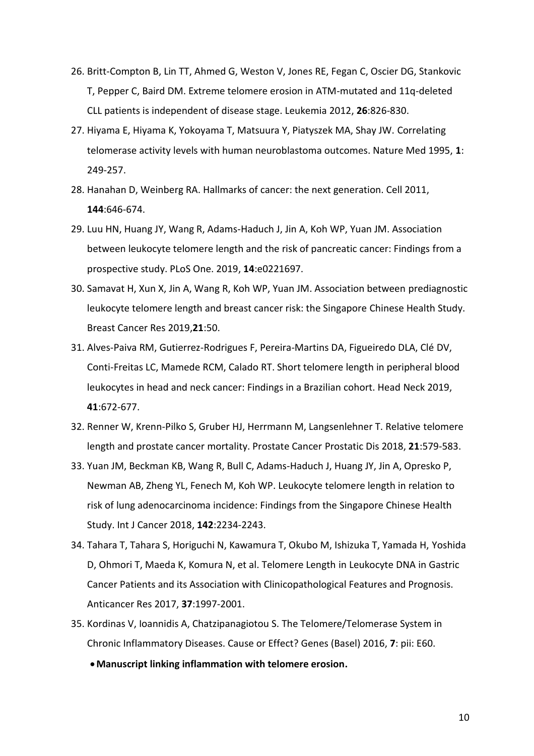26. Britt-Compton B, Lin TT, Ahmed G, Weston V, Jones RE, Fegan C, Oscier DG, Stankovic T, Pepper C, Baird DM. Extreme telomere erosion in ATM-mutated and 11q-deleted CLL patients is independent of disease stage. Leukemia 2012, **26**:826-830.
27. Hiyama E, Hiyama K, Yokoyama T, Matsuura Y, Piatyszek MA, Shay JW. Correlating telomerase activity levels with human neuroblastoma outcomes. Nature Med 1995, **1**: 249-257.
28. Hanahan D, Weinberg RA. Hallmarks of cancer: the next generation. Cell 2011, **144**:646-674.
29. Luu HN, Huang JY, Wang R, Adams-Haduch J, Jin A, Koh WP, Yuan JM. Association between leukocyte telomere length and the risk of pancreatic cancer: Findings from a prospective study. PLoS One. 2019, **14**:e0221697.
30. Samavat H, Xun X, Jin A, Wang R, Koh WP, Yuan JM. Association between prediagnostic leukocyte telomere length and breast cancer risk: the Singapore Chinese Health Study. Breast Cancer Res 2019,**21**:50.
31. Alves-Paiva RM, Gutierrez-Rodrigues F, Pereira-Martins DA, Figueiredo DLA, Clé DV, Conti-Freitas LC, Mamede RCM, Calado RT. Short telomere length in peripheral blood leukocytes in head and neck cancer: Findings in a Brazilian cohort. Head Neck 2019, **41**:672-677.
32. Renner W, Krenn-Pilko S, Gruber HJ, Herrmann M, Langsenlehner T. Relative telomere length and prostate cancer mortality. Prostate Cancer Prostatic Dis 2018, **21**:579-583.
33. Yuan JM, Beckman KB, Wang R, Bull C, Adams-Haduch J, Huang JY, Jin A, Opresko P, Newman AB, Zheng YL, Fenech M, Koh WP. Leukocyte telomere length in relation to risk of lung adenocarcinoma incidence: Findings from the Singapore Chinese Health Study. Int J Cancer 2018, **142**:2234-2243.
34. Tahara T, Tahara S, Horiguchi N, Kawamura T, Okubo M, Ishizuka T, Yamada H, Yoshida D, Ohmori T, Maeda K, Komura N, et al. Telomere Length in Leukocyte DNA in Gastric Cancer Patients and its Association with Clinicopathological Features and Prognosis. Anticancer Res 2017, **37**:1997-2001.
35. Kordinas V, Ioannidis A, Chatzipanagiotou S. The Telomere/Telomerase System in Chronic Inflammatory Diseases. Cause or Effect? Genes (Basel) 2016, **7**: pii: E60.
    - **Manuscript linking inflammation with telomere erosion.**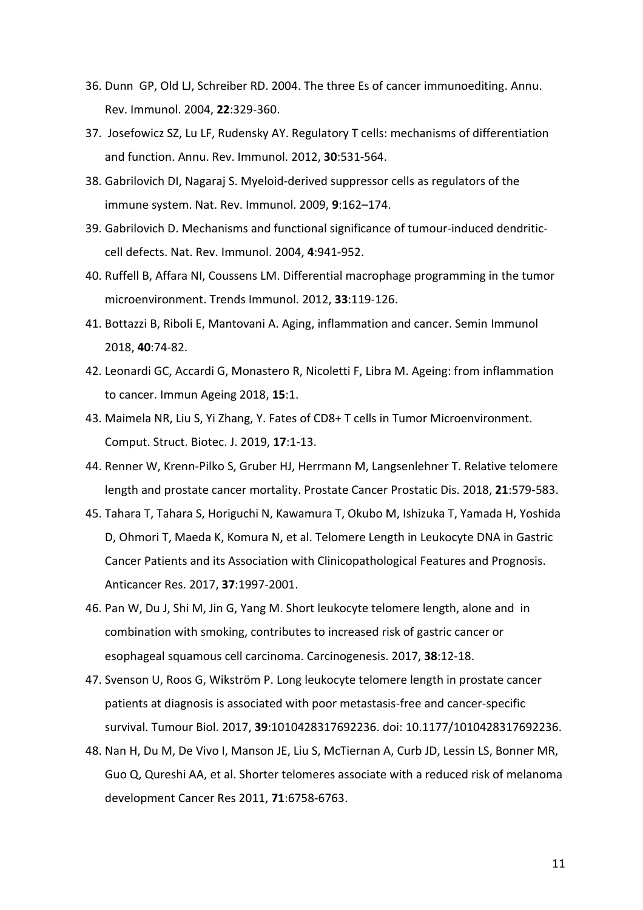36. Dunn GP, Old LJ, Schreiber RD. 2004. The three Es of cancer immunoediting. Annu. Rev. Immunol. 2004, **22**:329-360.
37. Josefowicz SZ, Lu LF, Rudensky AY. Regulatory T cells: mechanisms of differentiation and function. Annu. Rev. Immunol. 2012, **30**:531-564.
38. Gabrilovich DI, Nagaraj S. Myeloid-derived suppressor cells as regulators of the immune system. Nat. Rev. Immunol. 2009, **9**:162–174.
39. Gabrilovich D. Mechanisms and functional significance of tumour-induced dendritic-cell defects. Nat. Rev. Immunol. 2004, **4**:941-952.
40. Ruffell B, Affara NI, Coussens LM. Differential macrophage programming in the tumor microenvironment. Trends Immunol. 2012, **33**:119-126.
41. Bottazzi B, Riboli E, Mantovani A. Aging, inflammation and cancer. Semin Immunol 2018, **40**:74-82.
42. Leonardi GC, Accardi G, Monastero R, Nicoletti F, Libra M. Ageing: from inflammation to cancer. Immun Ageing 2018, **15**:1.
43. Maimela NR, Liu S, Yi Zhang, Y. Fates of CD8+ T cells in Tumor Microenvironment. Comput. Struct. Biotec. J. 2019, **17**:1-13.
44. Renner W, Krenn-Pilko S, Gruber HJ, Herrmann M, Langsenlehner T. Relative telomere length and prostate cancer mortality. Prostate Cancer Prostatic Dis. 2018, **21**:579-583.
45. Tahara T, Tahara S, Horiguchi N, Kawamura T, Okubo M, Ishizuka T, Yamada H, Yoshida D, Ohmori T, Maeda K, Komura N, et al. Telomere Length in Leukocyte DNA in Gastric Cancer Patients and its Association with Clinicopathological Features and Prognosis. Anticancer Res. 2017, **37**:1997-2001.
46. Pan W, Du J, Shi M, Jin G, Yang M. Short leukocyte telomere length, alone and in combination with smoking, contributes to increased risk of gastric cancer or esophageal squamous cell carcinoma. Carcinogenesis. 2017, **38**:12-18.
47. Svenson U, Roos G, Wikström P. Long leukocyte telomere length in prostate cancer patients at diagnosis is associated with poor metastasis-free and cancer-specific survival. Tumour Biol. 2017, **39**:1010428317692236. doi: 10.1177/1010428317692236.
48. Nan H, Du M, De Vivo I, Manson JE, Liu S, McTiernan A, Curb JD, Lessin LS, Bonner MR, Guo Q, Qureshi AA, et al. Shorter telomeres associate with a reduced risk of melanoma development Cancer Res 2011, **71**:6758-6763.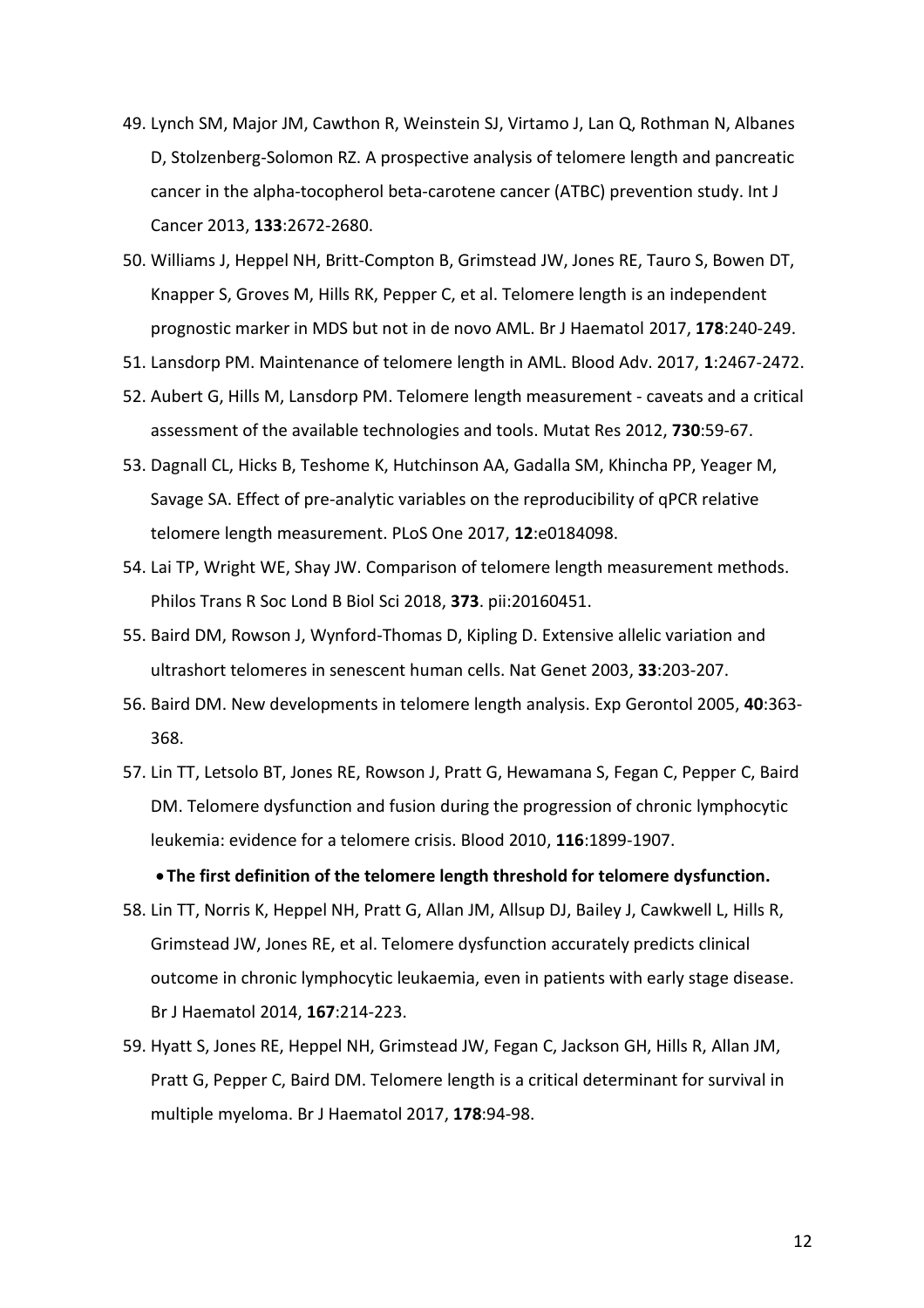49. Lynch SM, Major JM, Cawthon R, Weinstein SJ, Virtamo J, Lan Q, Rothman N, Albanes D, Stolzenberg-Solomon RZ. A prospective analysis of telomere length and pancreatic cancer in the alpha-tocopherol beta-carotene cancer (ATBC) prevention study. Int J Cancer 2013, **133**:2672-2680.
50. Williams J, Heppel NH, Britt-Compton B, Grimstead JW, Jones RE, Tauro S, Bowen DT, Knapper S, Groves M, Hills RK, Pepper C, et al. Telomere length is an independent prognostic marker in MDS but not in de novo AML. Br J Haematol 2017, **178**:240-249.
51. Lansdorp PM. Maintenance of telomere length in AML. Blood Adv. 2017, **1**:2467-2472.
52. Aubert G, Hills M, Lansdorp PM. Telomere length measurement - caveats and a critical assessment of the available technologies and tools. Mutat Res 2012, **730**:59-67.
53. Dagnall CL, Hicks B, Teshome K, Hutchinson AA, Gadalla SM, Khincha PP, Yeager M, Savage SA. Effect of pre-analytic variables on the reproducibility of qPCR relative telomere length measurement. PLoS One 2017, **12**:e0184098.
54. Lai TP, Wright WE, Shay JW. Comparison of telomere length measurement methods. Philos Trans R Soc Lond B Biol Sci 2018, **373**. pii:20160451.
55. Baird DM, Rowson J, Wynford-Thomas D, Kipling D. Extensive allelic variation and ultrashort telomeres in senescent human cells. Nat Genet 2003, **33**:203-207.
56. Baird DM. New developments in telomere length analysis. Exp Gerontol 2005, **40**:363-368.
57. Lin TT, Letsolo BT, Jones RE, Rowson J, Pratt G, Hewamana S, Fegan C, Pepper C, Baird DM. Telomere dysfunction and fusion during the progression of chronic lymphocytic leukemia: evidence for a telomere crisis. Blood 2010, **116**:1899-1907.
    - **The first definition of the telomere length threshold for telomere dysfunction.**
58. Lin TT, Norris K, Heppel NH, Pratt G, Allan JM, Allsup DJ, Bailey J, Cawkwell L, Hills R, Grimstead JW, Jones RE, et al. Telomere dysfunction accurately predicts clinical outcome in chronic lymphocytic leukaemia, even in patients with early stage disease. Br J Haematol 2014, **167**:214-223.
59. Hyatt S, Jones RE, Heppel NH, Grimstead JW, Fegan C, Jackson GH, Hills R, Allan JM, Pratt G, Pepper C, Baird DM. Telomere length is a critical determinant for survival in multiple myeloma. Br J Haematol 2017, **178**:94-98.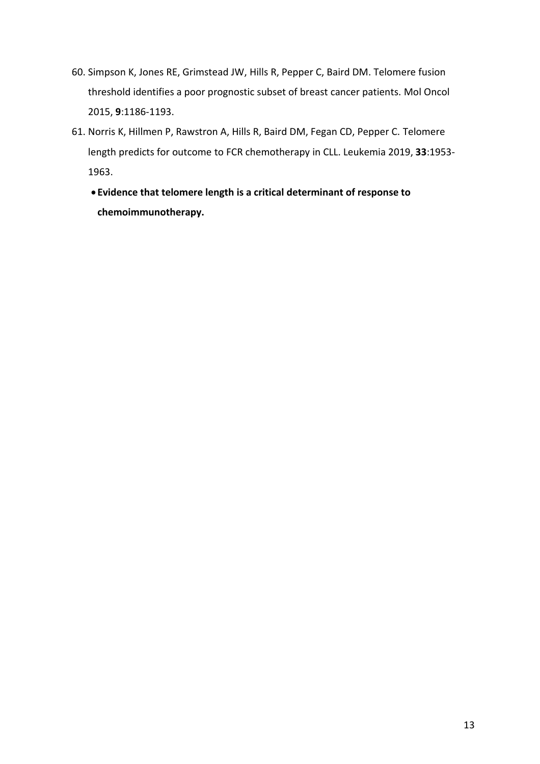60. Simpson K, Jones RE, Grimstead JW, Hills R, Pepper C, Baird DM. Telomere fusion threshold identifies a poor prognostic subset of breast cancer patients. Mol Oncol 2015, **9**:1186-1193.
61. Norris K, Hillmen P, Rawstron A, Hills R, Baird DM, Fegan CD, Pepper C. Telomere length predicts for outcome to FCR chemotherapy in CLL. Leukemia 2019, **33**:1953-1963.
    - **Evidence that telomere length is a critical determinant of response to chemoimmunotherapy.**